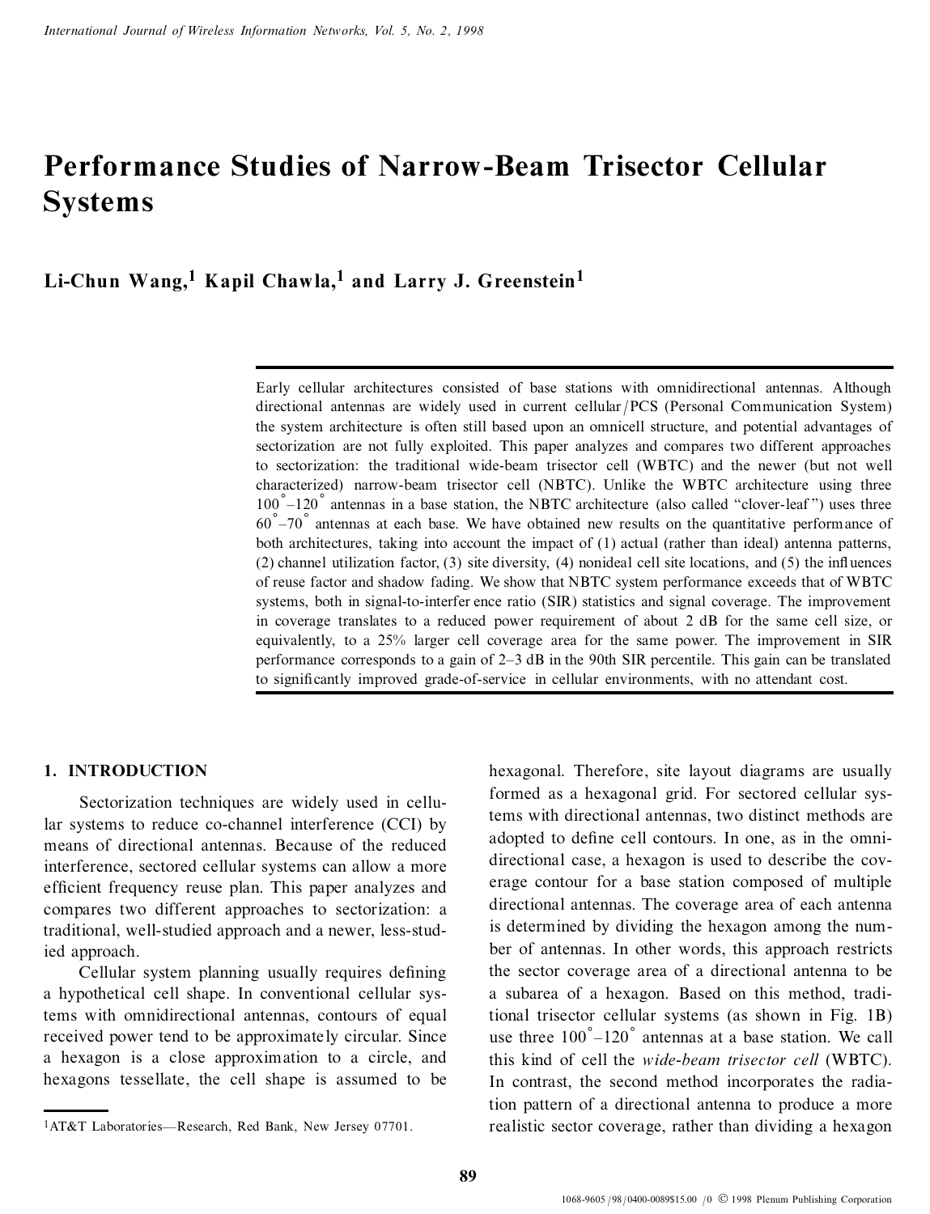# Performance Studies of Narrow-Beam Trisector Cellular Systems

**Li-Chun Wang,[1] Kapil Chawla,[1] and Larry J. Greenstein[1]**

Early cellular architectures consisted of base stations with omnidirectional antennas. Although directional antennas are widely used in current cellular/PCS (Personal Communication System) the system architecture is often still based upon an omnicell structure, and potential advantages of sectorization are not fully exploited. This paper analyzes and compares two different approaches to sectorization: the traditional wide-beam trisector cell (WBTC) and the newer (but not well characterized) narrow-beam trisector cell (NBTC). Unlike the WBTC architecture using three $100^{\circ}$–$120^{\circ}$ antennas in a base station, the NBTC architecture (also called "clover-leaf") uses three $60^{\circ}$–$70^{\circ}$ antennas at each base. We have obtained new results on the quantitative performance of both architectures, taking into account the impact of (1) actual (rather than ideal) antenna patterns, (2) channel utilization factor, (3) site diversity, (4) nonideal cell site locations, and (5) the influences of reuse factor and shadow fading. We show that NBTC system performance exceeds that of WBTC systems, both in signal-to-interference ratio (SIR) statistics and signal coverage. The improvement in coverage translates to a reduced power requirement of about 2 dB for the same cell size, or equivalently, to a 25% larger cell coverage area for the same power. The improvement in SIR performance corresponds to a gain of 2–3 dB in the 90th SIR percentile. This gain can be translated to significantly improved grade-of-service in cellular environments, with no attendant cost.

## 1. INTRODUCTION

Sectorization techniques are widely used in cellular systems to reduce co-channel interference (CCI) by means of directional antennas. Because of the reduced interference, sectored cellular systems can allow a more efficient frequency reuse plan. This paper analyzes and compares two different approaches to sectorization: a traditional, well-studied approach and a newer, less-studied approach.

Cellular system planning usually requires defining a hypothetical cell shape. In conventional cellular systems with omnidirectional antennas, contours of equal received power tend to be approximately circular. Since a hexagon is a close approximation to a circle, and hexagons tessellate, the cell shape is assumed to be hexagonal. Therefore, site layout diagrams are usually formed as a hexagonal grid. For sectored cellular systems with directional antennas, two distinct methods are adopted to define cell contours. In one, as in the omnidirectional case, a hexagon is used to describe the coverage contour for a base station composed of multiple directional antennas. The coverage area of each antenna is determined by dividing the hexagon among the number of antennas. In other words, this approach restricts the sector coverage area of a directional antenna to be a subarea of a hexagon. Based on this method, traditional trisector cellular systems (as shown in Fig. 1B) use three $100^{\circ}$–$120^{\circ}$ antennas at a base station. We call this kind of cell the *wide-beam trisector cell* (WBTC). In contrast, the second method incorporates the radiation pattern of a directional antenna to produce a more realistic sector coverage, rather than dividing a hexagon

[1] AT&T Laboratories—Research, Red Bank, New Jersey 07701.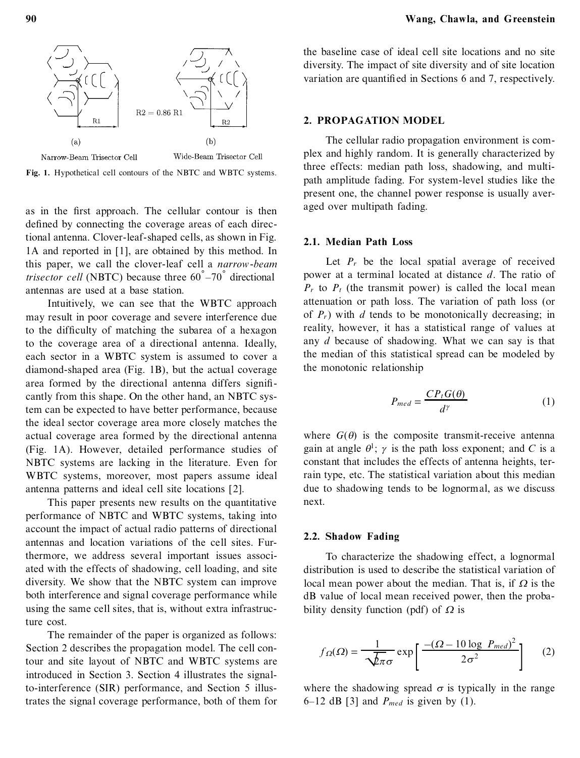R2 = 0.86 R1

(a) Narrow-Beam Trisector Cell

(b) Wide-Beam Trisector Cell

**Fig. 1.** Hypothetical cell contours of the NBTC and WBTC systems.

as in the first approach. The cellular contour is then defined by connecting the coverage areas of each directional antenna. Clover-leaf-shaped cells, as shown in Fig. 1A and reported in [1], are obtained by this method. In this paper, we call the clover-leaf cell a *narrow-beam trisector cell* (NBTC) because three 60°–70° directional antennas are used at a base station.

Intuitively, we can see that the WBTC approach may result in poor coverage and severe interference due to the difficulty of matching the subarea of a hexagon to the coverage area of a directional antenna. Ideally, each sector in a WBTC system is assumed to cover a diamond-shaped area (Fig. 1B), but the actual coverage area formed by the directional antenna differs significantly from this shape. On the other hand, an NBTC system can be expected to have better performance, because the ideal sector coverage area more closely matches the actual coverage area formed by the directional antenna (Fig. 1A). However, detailed performance studies of NBTC systems are lacking in the literature. Even for WBTC systems, moreover, most papers assume ideal antenna patterns and ideal cell site locations [2].

This paper presents new results on the quantitative performance of NBTC and WBTC systems, taking into account the impact of actual radio patterns of directional antennas and location variations of the cell sites. Furthermore, we address several important issues associated with the effects of shadowing, cell loading, and site diversity. We show that the NBTC system can improve both interference and signal coverage performance while using the same cell sites, that is, without extra infrastructure cost.

The remainder of the paper is organized as follows: Section 2 describes the propagation model. The cell contour and site layout of NBTC and WBTC systems are introduced in Section 3. Section 4 illustrates the signal-to-interference (SIR) performance, and Section 5 illustrates the signal coverage performance, both of them for the baseline case of ideal cell site locations and no site diversity. The impact of site diversity and of site location variation are quantified in Sections 6 and 7, respectively.

## 2. PROPAGATION MODEL

The cellular radio propagation environment is complex and highly random. It is generally characterized by three effects: median path loss, shadowing, and multipath amplitude fading. For system-level studies like the present one, the channel power response is usually averaged over multipath fading.

### 2.1. Median Path Loss

Let $P_r$ be the local spatial average of received power at a terminal located at distance $d$. The ratio of $P_r$ to $P_t$ (the transmit power) is called the local mean attenuation or path loss. The variation of path loss (or of $P_r$) with $d$ tends to be monotonically decreasing; in reality, however, it has a statistical range of values at any $d$ because of shadowing. What we can say is that the median of this statistical spread can be modeled by the monotonic relationship

$$P_{med} = \frac{CP_t G(\theta)}{d^\gamma} \tag{1}$$

where $G(\theta)$ is the composite transmit-receive antenna gain at angle $\theta$[1]; $\gamma$ is the path loss exponent; and $C$ is a constant that includes the effects of antenna heights, terrain type, etc. The statistical variation about this median due to shadowing tends to be lognormal, as we discuss next.

### 2.2. Shadow Fading

To characterize the shadowing effect, a lognormal distribution is used to describe the statistical variation of local mean power about the median. That is, if $\Omega$ is the dB value of local mean received power, then the probability density function (pdf) of $\Omega$ is

$$f_\Omega(\Omega) = \frac{1}{\sqrt{2\pi}\sigma} \exp\left[\frac{-(\Omega - 10 \log P_{med})^2}{2\sigma^2}\right] \tag{2}$$

where the shadowing spread $\sigma$ is typically in the range 6–12 dB [3] and $P_{med}$ is given by (1).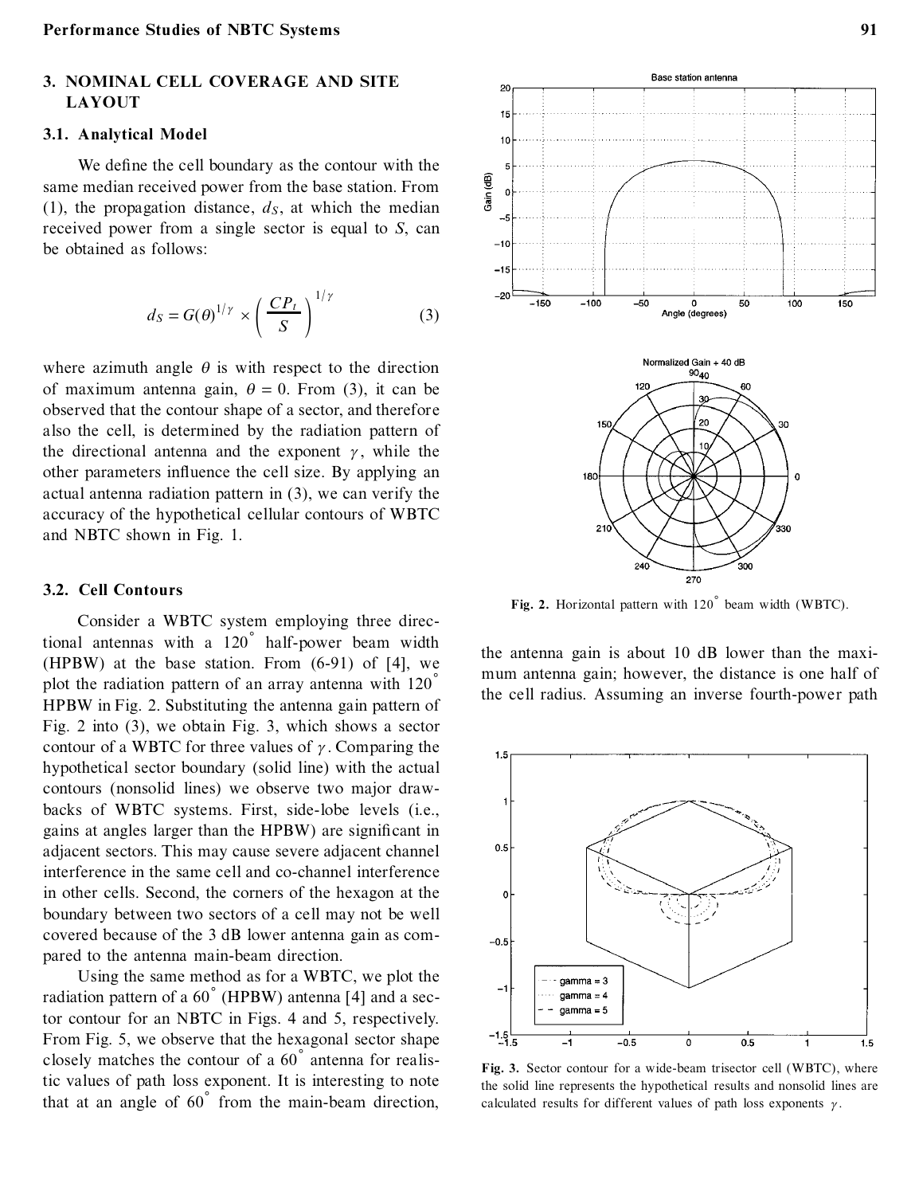## 3. NOMINAL CELL COVERAGE AND SITE LAYOUT

### 3.1. Analytical Model

We define the cell boundary as the contour with the same median received power from the base station. From (1), the propagation distance, $d_S$, at which the median received power from a single sector is equal to $S$, can be obtained as follows:

$$d_S = G(\theta)^{1/\gamma} \times \left( \frac{CP_t}{S} \right)^{1/\gamma} \tag{3}$$

where azimuth angle $\theta$ is with respect to the direction of maximum antenna gain, $\theta = 0$. From (3), it can be observed that the contour shape of a sector, and therefore also the cell, is determined by the radiation pattern of the directional antenna and the exponent $\gamma$, while the other parameters influence the cell size. By applying an actual antenna radiation pattern in (3), we can verify the accuracy of the hypothetical cellular contours of WBTC and NBTC shown in Fig. 1.

### 3.2. Cell Contours

Consider a WBTC system employing three directional antennas with a 120° half-power beam width (HPBW) at the base station. From (6-91) of [4], we plot the radiation pattern of an array antenna with 120° HPBW in Fig. 2. Substituting the antenna gain pattern of Fig. 2 into (3), we obtain Fig. 3, which shows a sector contour of a WBTC for three values of $\gamma$. Comparing the hypothetical sector boundary (solid line) with the actual contours (nonsolid lines) we observe two major drawbacks of WBTC systems. First, side-lobe levels (i.e., gains at angles larger than the HPBW) are significant in adjacent sectors. This may cause severe adjacent channel interference in the same cell and co-channel interference in other cells. Second, the corners of the hexagon at the boundary between two sectors of a cell may not be well covered because of the 3 dB lower antenna gain as compared to the antenna main-beam direction.

Using the same method as for a WBTC, we plot the radiation pattern of a 60° (HPBW) antenna [4] and a sector contour for an NBTC in Figs. 4 and 5, respectively. From Fig. 5, we observe that the hexagonal sector shape closely matches the contour of a 60° antenna for realistic values of path loss exponent. It is interesting to note that at an angle of 60° from the main-beam direction, the antenna gain is about 10 dB lower than the maximum antenna gain; however, the distance is one half of the cell radius. Assuming an inverse fourth-power path

**Fig. 2.** Horizontal pattern with 120° beam width (WBTC).

**Fig. 3.** Sector contour for a wide-beam trisector cell (WBTC), where the solid line represents the hypothetical results and nonsolid lines are calculated results for different values of path loss exponents $\gamma$.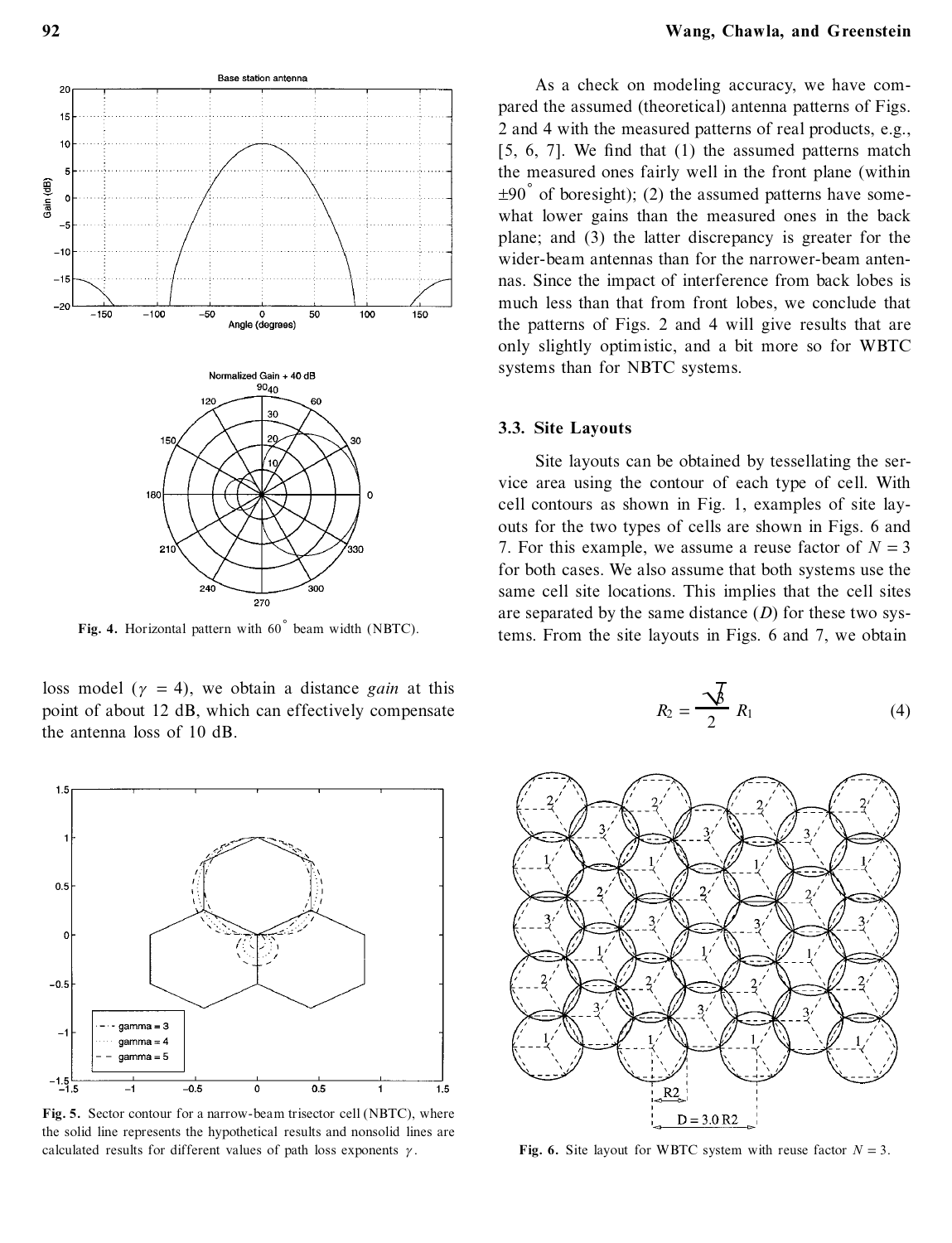Fig. 4. Horizontal pattern with 60° beam width (NBTC).

loss model ($\gamma = 4$), we obtain a distance *gain* at this point of about 12 dB, which can effectively compensate the antenna loss of 10 dB.

Fig. 5. Sector contour for a narrow-beam trisector cell (NBTC), where the solid line represents the hypothetical results and nonsolid lines are calculated results for different values of path loss exponents $\gamma$.

As a check on modeling accuracy, we have compared the assumed (theoretical) antenna patterns of Figs. 2 and 4 with the measured patterns of real products, e.g., [5, 6, 7]. We find that (1) the assumed patterns match the measured ones fairly well in the front plane (within $\pm 90°$ of boresight); (2) the assumed patterns have somewhat lower gains than the measured ones in the back plane; and (3) the latter discrepancy is greater for the wider-beam antennas than for the narrower-beam antennas. Since the impact of interference from back lobes is much less than that from front lobes, we conclude that the patterns of Figs. 2 and 4 will give results that are only slightly optimistic, and a bit more so for WBTC systems than for NBTC systems.

### 3.3. Site Layouts

Site layouts can be obtained by tessellating the service area using the contour of each type of cell. With cell contours as shown in Fig. 1, examples of site layouts for the two types of cells are shown in Figs. 6 and 7. For this example, we assume a reuse factor of $N = 3$ for both cases. We also assume that both systems use the same cell site locations. This implies that the cell sites are separated by the same distance ($D$) for these two systems. From the site layouts in Figs. 6 and 7, we obtain

$$R_2 = \frac{\sqrt{3}}{2} R_1 \tag{4}$$

Fig. 6. Site layout for WBTC system with reuse factor $N = 3$.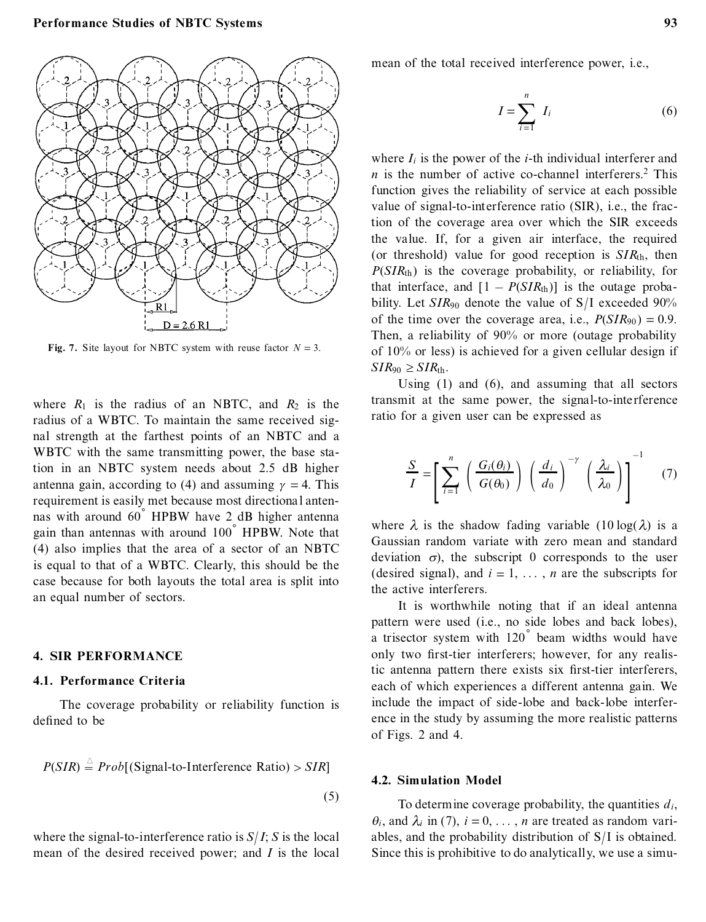Fig. 7. Site layout for NBTC system with reuse factor $N = 3$.

where $R_1$ is the radius of an NBTC, and $R_2$ is the radius of a WBTC. To maintain the same received signal strength at the farthest points of an NBTC and a WBTC with the same transmitting power, the base station in an NBTC system needs about 2.5 dB higher antenna gain, according to (4) and assuming $\gamma = 4$. This requirement is easily met because most directional antennas with around 60° HPBW have 2 dB higher antenna gain than antennas with around 100° HPBW. Note that (4) also implies that the area of a sector of an NBTC is equal to that of a WBTC. Clearly, this should be the case because for both layouts the total area is split into an equal number of sectors.

## 4. SIR PERFORMANCE

### 4.1. Performance Criteria

The coverage probability or reliability function is defined to be

$$P(SIR) \stackrel{\triangle}{=} Prob[(\text{Signal-to-Interference Ratio}) > SIR] \tag{5}$$

where the signal-to-interference ratio is $S/I$; $S$ is the local mean of the desired received power; and $I$ is the local mean of the total received interference power, i.e.,

$$I = \sum_{i=1}^{n} I_i \tag{6}$$

where $I_i$ is the power of the $i$-th individual interferer and $n$ is the number of active co-channel interferers.[2] This function gives the reliability of service at each possible value of signal-to-interference ratio (SIR), i.e., the fraction of the coverage area over which the SIR exceeds the value. If, for a given air interface, the required (or threshold) value for good reception is $SIR_{\text{th}}$, then $P(SIR_{\text{th}})$ is the coverage probability, or reliability, for that interface, and $[1 - P(SIR_{\text{th}})]$ is the outage probability. Let $SIR_{90}$ denote the value of S/I exceeded 90% of the time over the coverage area, i.e., $P(SIR_{90}) = 0.9$. Then, a reliability of 90% or more (outage probability of 10% or less) is achieved for a given cellular design if $SIR_{90} \geq SIR_{\text{th}}$.

Using (1) and (6), and assuming that all sectors transmit at the same power, the signal-to-interference ratio for a given user can be expressed as

$$\frac{S}{I} = \left[ \sum_{i=1}^{n} \left( \frac{G_i(\theta_i)}{G(\theta_0)} \right) \left( \frac{d_i}{d_0} \right)^{-\gamma} \left( \frac{\lambda_i}{\lambda_0} \right) \right]^{-1} \tag{7}$$

where $\lambda$ is the shadow fading variable ($10\log(\lambda)$ is a Gaussian random variate with zero mean and standard deviation $\sigma$), the subscript 0 corresponds to the user (desired signal), and $i = 1, \ldots, n$ are the subscripts for the active interferers.

It is worthwhile noting that if an ideal antenna pattern were used (i.e., no side lobes and back lobes), a trisector system with 120° beam widths would have only two first-tier interferers; however, for any realistic antenna pattern there exists six first-tier interferers, each of which experiences a different antenna gain. We include the impact of side-lobe and back-lobe interference in the study by assuming the more realistic patterns of Figs. 2 and 4.

### 4.2. Simulation Model

To determine coverage probability, the quantities $d_i$, $\theta_i$, and $\lambda_i$ in (7), $i = 0, \ldots, n$ are treated as random variables, and the probability distribution of S/I is obtained. Since this is prohibitive to do analytically, we use a simu-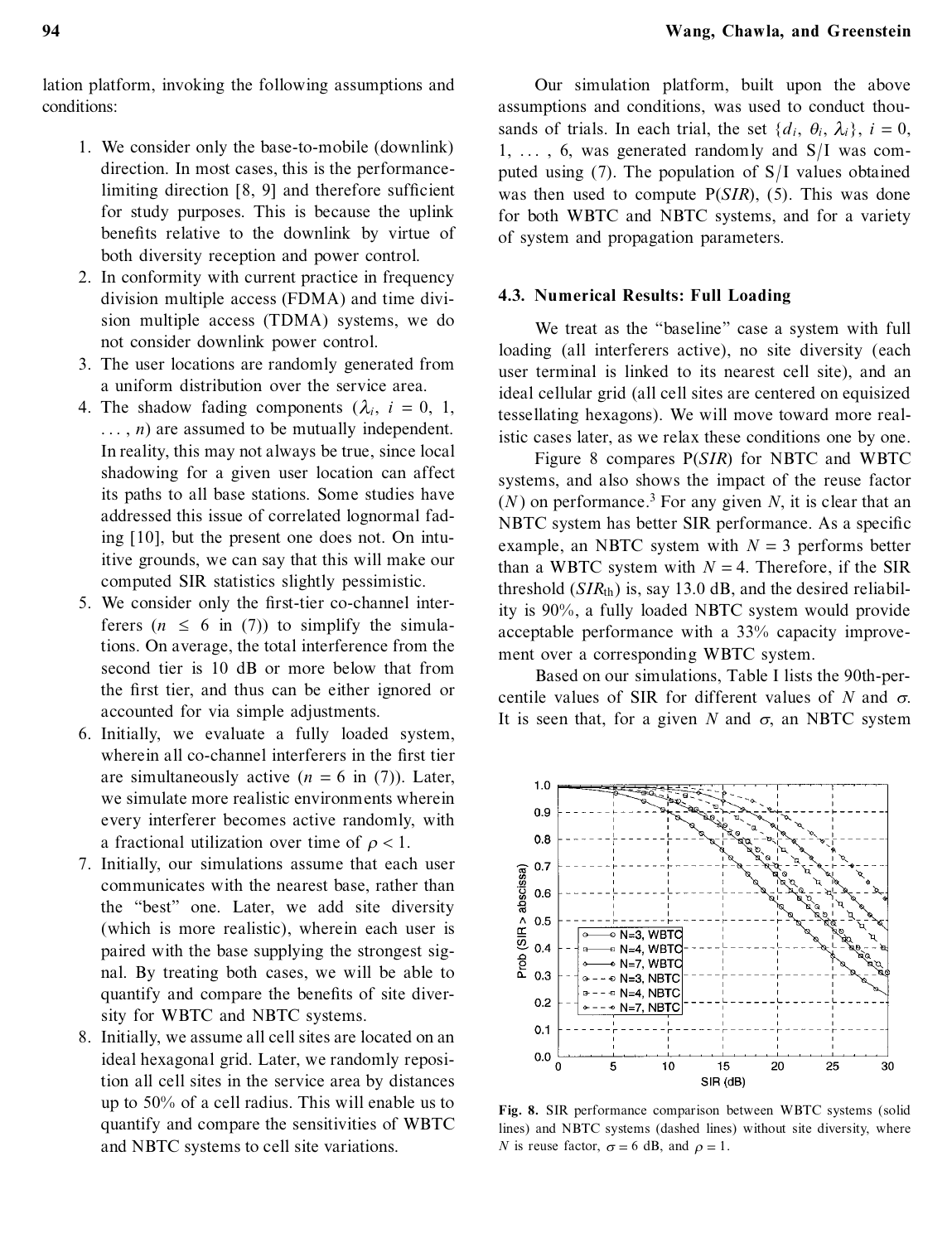lation platform, invoking the following assumptions and conditions:

1. We consider only the base-to-mobile (downlink) direction. In most cases, this is the performance-limiting direction [8, 9] and therefore sufficient for study purposes. This is because the uplink benefits relative to the downlink by virtue of both diversity reception and power control.
2. In conformity with current practice in frequency division multiple access (FDMA) and time division multiple access (TDMA) systems, we do not consider downlink power control.
3. The user locations are randomly generated from a uniform distribution over the service area.
4. The shadow fading components ($\lambda_i$, $i = 0, 1, \ldots, n$) are assumed to be mutually independent. In reality, this may not always be true, since local shadowing for a given user location can affect its paths to all base stations. Some studies have addressed this issue of correlated lognormal fading [10], but the present one does not. On intuitive grounds, we can say that this will make our computed SIR statistics slightly pessimistic.
5. We consider only the first-tier co-channel interferers ($n \leq 6$ in (7)) to simplify the simulations. On average, the total interference from the second tier is 10 dB or more below that from the first tier, and thus can be either ignored or accounted for via simple adjustments.
6. Initially, we evaluate a fully loaded system, wherein all co-channel interferers in the first tier are simultaneously active ($n = 6$ in (7)). Later, we simulate more realistic environments wherein every interferer becomes active randomly, with a fractional utilization over time of $\rho < 1$.
7. Initially, our simulations assume that each user communicates with the nearest base, rather than the "best" one. Later, we add site diversity (which is more realistic), wherein each user is paired with the base supplying the strongest signal. By treating both cases, we will be able to quantify and compare the benefits of site diversity for WBTC and NBTC systems.
8. Initially, we assume all cell sites are located on an ideal hexagonal grid. Later, we randomly reposition all cell sites in the service area by distances up to 50% of a cell radius. This will enable us to quantify and compare the sensitivities of WBTC and NBTC systems to cell site variations.

Our simulation platform, built upon the above assumptions and conditions, was used to conduct thousands of trials. In each trial, the set $\{d_i, \theta_i, \lambda_i\}$, $i = 0, 1, \ldots, 6$, was generated randomly and S/I was computed using (7). The population of S/I values obtained was then used to compute P(*SIR*), (5). This was done for both WBTC and NBTC systems, and for a variety of system and propagation parameters.

### 4.3. Numerical Results: Full Loading

We treat as the "baseline" case a system with full loading (all interferers active), no site diversity (each user terminal is linked to its nearest cell site), and an ideal cellular grid (all cell sites are centered on equisized tessellating hexagons). We will move toward more realistic cases later, as we relax these conditions one by one.

Figure 8 compares P(*SIR*) for NBTC and WBTC systems, and also shows the impact of the reuse factor ($N$) on performance.[3] For any given $N$, it is clear that an NBTC system has better SIR performance. As a specific example, an NBTC system with $N = 3$ performs better than a WBTC system with $N = 4$. Therefore, if the SIR threshold ($SIR_{\text{th}}$) is, say 13.0 dB, and the desired reliability is 90%, a fully loaded NBTC system would provide acceptable performance with a 33% capacity improvement over a corresponding WBTC system.

Based on our simulations, Table I lists the 90th-percentile values of SIR for different values of $N$ and $\sigma$. It is seen that, for a given $N$ and $\sigma$, an NBTC system

**Fig. 8.** SIR performance comparison between WBTC systems (solid lines) and NBTC systems (dashed lines) without site diversity, where $N$ is reuse factor, $\sigma = 6$ dB, and $\rho = 1$.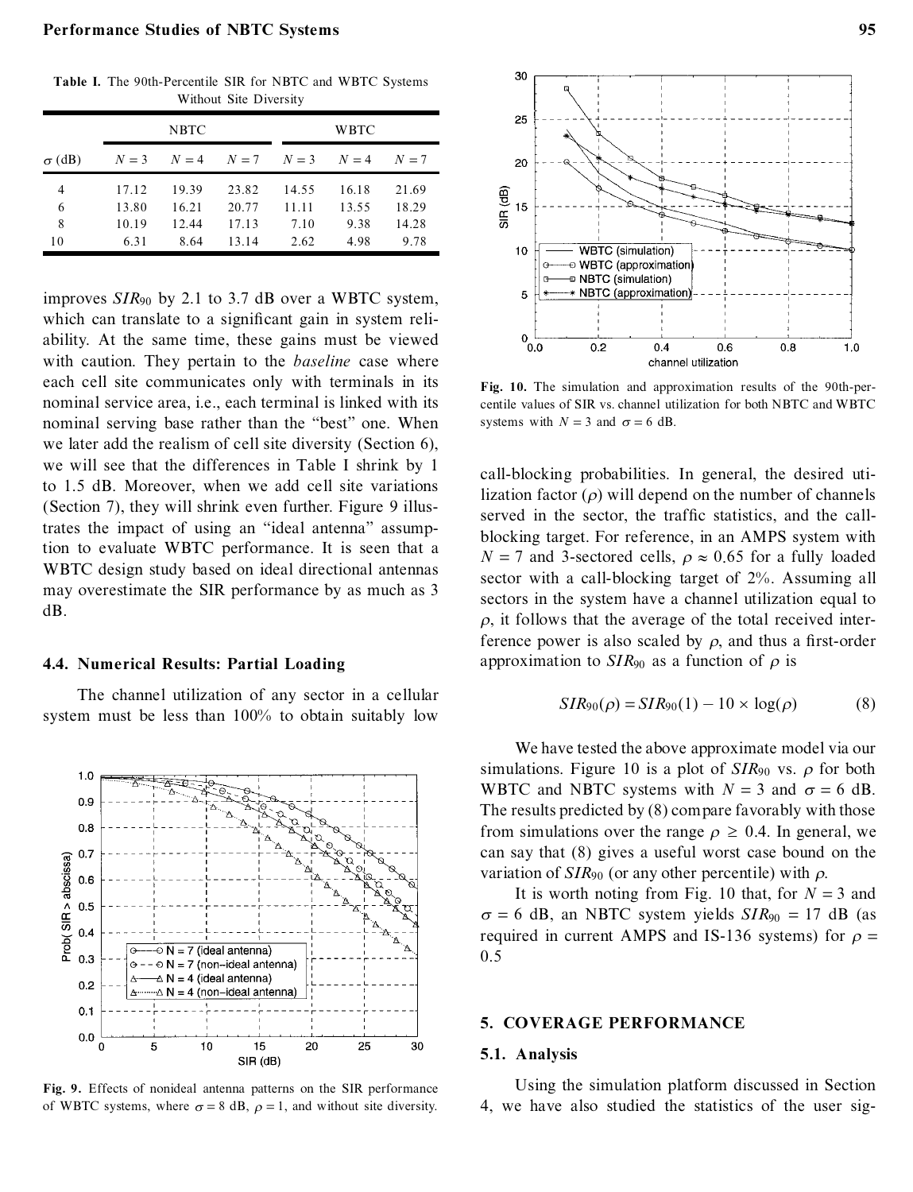**Table I.** The 90th-Percentile SIR for NBTC and WBTC Systems Without Site Diversity

| | NBTC | | | WBTC | | |
|---|---|---|---|---|---|---|
| $\sigma$ (dB) | $N = 3$ | $N = 4$ | $N = 7$ | $N = 3$ | $N = 4$ | $N = 7$ |
| 4 | 17.12 | 19.39 | 23.82 | 14.55 | 16.18 | 21.69 |
| 6 | 13.80 | 16.21 | 20.77 | 11.11 | 13.55 | 18.29 |
| 8 | 10.19 | 12.44 | 17.13 | 7.10 | 9.38 | 14.28 |
| 10 | 6.31 | 8.64 | 13.14 | 2.62 | 4.98 | 9.78 |

improves $SIR_{90}$ by 2.1 to 3.7 dB over a WBTC system, which can translate to a significant gain in system reliability. At the same time, these gains must be viewed with caution. They pertain to the *baseline* case where each cell site communicates only with terminals in its nominal service area, i.e., each terminal is linked with its nominal serving base rather than the "best" one. When we later add the realism of cell site diversity (Section 6), we will see that the differences in Table I shrink by 1 to 1.5 dB. Moreover, when we add cell site variations (Section 7), they will shrink even further. Figure 9 illustrates the impact of using an "ideal antenna" assumption to evaluate WBTC performance. It is seen that a WBTC design study based on ideal directional antennas may overestimate the SIR performance by as much as 3 dB.

### 4.4. Numerical Results: Partial Loading

The channel utilization of any sector in a cellular system must be less than 100% to obtain suitably low call-blocking probabilities. In general, the desired utilization factor ($\rho$) will depend on the number of channels served in the sector, the traffic statistics, and the call-blocking target. For reference, in an AMPS system with $N = 7$ and 3-sectored cells, $\rho \approx 0.65$ for a fully loaded sector with a call-blocking target of 2%. Assuming all sectors in the system have a channel utilization equal to $\rho$, it follows that the average of the total received interference power is also scaled by $\rho$, and thus a first-order approximation to $SIR_{90}$ as a function of $\rho$ is

$$SIR_{90}(\rho) = SIR_{90}(1) - 10 \times \log(\rho) \tag{8}$$

Fig. 9. Effects of nonideal antenna patterns on the SIR performance of WBTC systems, where $\sigma = 8$ dB, $\rho = 1$, and without site diversity.

Fig. 10. The simulation and approximation results of the 90th-percentile values of SIR vs. channel utilization for both NBTC and WBTC systems with $N = 3$ and $\sigma = 6$ dB.

We have tested the above approximate model via our simulations. Figure 10 is a plot of $SIR_{90}$ vs. $\rho$ for both WBTC and NBTC systems with $N = 3$ and $\sigma = 6$ dB. The results predicted by (8) compare favorably with those from simulations over the range $\rho \geq 0.4$. In general, we can say that (8) gives a useful worst case bound on the variation of $SIR_{90}$ (or any other percentile) with $\rho$.

It is worth noting from Fig. 10 that, for $N = 3$ and $\sigma = 6$ dB, an NBTC system yields $SIR_{90} = 17$ dB (as required in current AMPS and IS-136 systems) for $\rho = 0.5$

## 5. COVERAGE PERFORMANCE

### 5.1. Analysis

Using the simulation platform discussed in Section 4, we have also studied the statistics of the user sig-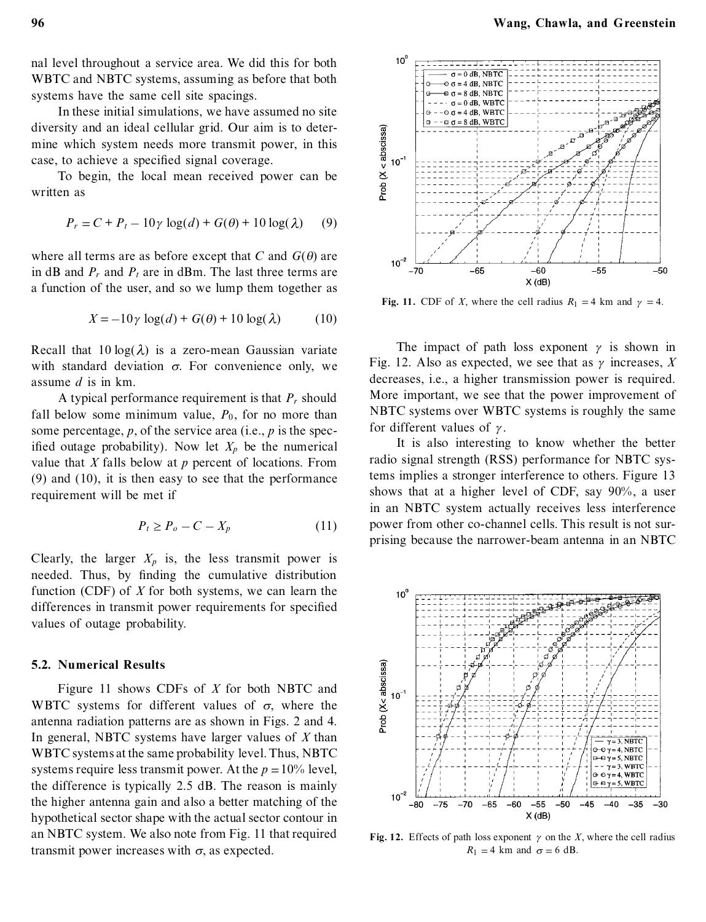nal level throughout a service area. We did this for both WBTC and NBTC systems, assuming as before that both systems have the same cell site spacings.

In these initial simulations, we have assumed no site diversity and an ideal cellular grid. Our aim is to determine which system needs more transmit power, in this case, to achieve a specified signal coverage.

To begin, the local mean received power can be written as

$$P_r = C + P_t - 10\gamma \log(d) + G(\theta) + 10 \log(\lambda) \quad (9)$$

where all terms are as before except that $C$ and $G(\theta)$ are in dB and $P_r$ and $P_t$ are in dBm. The last three terms are a function of the user, and so we lump them together as

$$X = -10\gamma \log(d) + G(\theta) + 10 \log(\lambda) \quad (10)$$

Recall that $10 \log(\lambda)$ is a zero-mean Gaussian variate with standard deviation $\sigma$. For convenience only, we assume $d$ is in km.

A typical performance requirement is that $P_r$ should fall below some minimum value, $P_0$, for no more than some percentage, $p$, of the service area (i.e., $p$ is the specified outage probability). Now let $X_p$ be the numerical value that $X$ falls below at $p$ percent of locations. From (9) and (10), it is then easy to see that the performance requirement will be met if

$$P_t \geq P_o - C - X_p \quad (11)$$

Clearly, the larger $X_p$ is, the less transmit power is needed. Thus, by finding the cumulative distribution function (CDF) of $X$ for both systems, we can learn the differences in transmit power requirements for specified values of outage probability.

### 5.2. Numerical Results

Figure 11 shows CDFs of $X$ for both NBTC and WBTC systems for different values of $\sigma$, where the antenna radiation patterns are as shown in Figs. 2 and 4. In general, NBTC systems have larger values of $X$ than WBTC systems at the same probability level. Thus, NBTC systems require less transmit power. At the $p = 10\%$ level, the difference is typically 2.5 dB. The reason is mainly the higher antenna gain and also a better matching of the hypothetical sector shape with the actual sector contour in an NBTC system. We also note from Fig. 11 that required transmit power increases with $\sigma$, as expected.

**Fig. 11.** CDF of $X$, where the cell radius $R_1 = 4$ km and $\gamma = 4$.

The impact of path loss exponent $\gamma$ is shown in Fig. 12. Also as expected, we see that as $\gamma$ increases, $X$ decreases, i.e., a higher transmission power is required. More important, we see that the power improvement of NBTC systems over WBTC systems is roughly the same for different values of $\gamma$.

It is also interesting to know whether the better radio signal strength (RSS) performance for NBTC systems implies a stronger interference to others. Figure 13 shows that at a higher level of CDF, say 90%, a user in an NBTC system actually receives less interference power from other co-channel cells. This result is not surprising because the narrower-beam antenna in an NBTC

**Fig. 12.** Effects of path loss exponent $\gamma$ on the $X$, where the cell radius $R_1 = 4$ km and $\sigma = 6$ dB.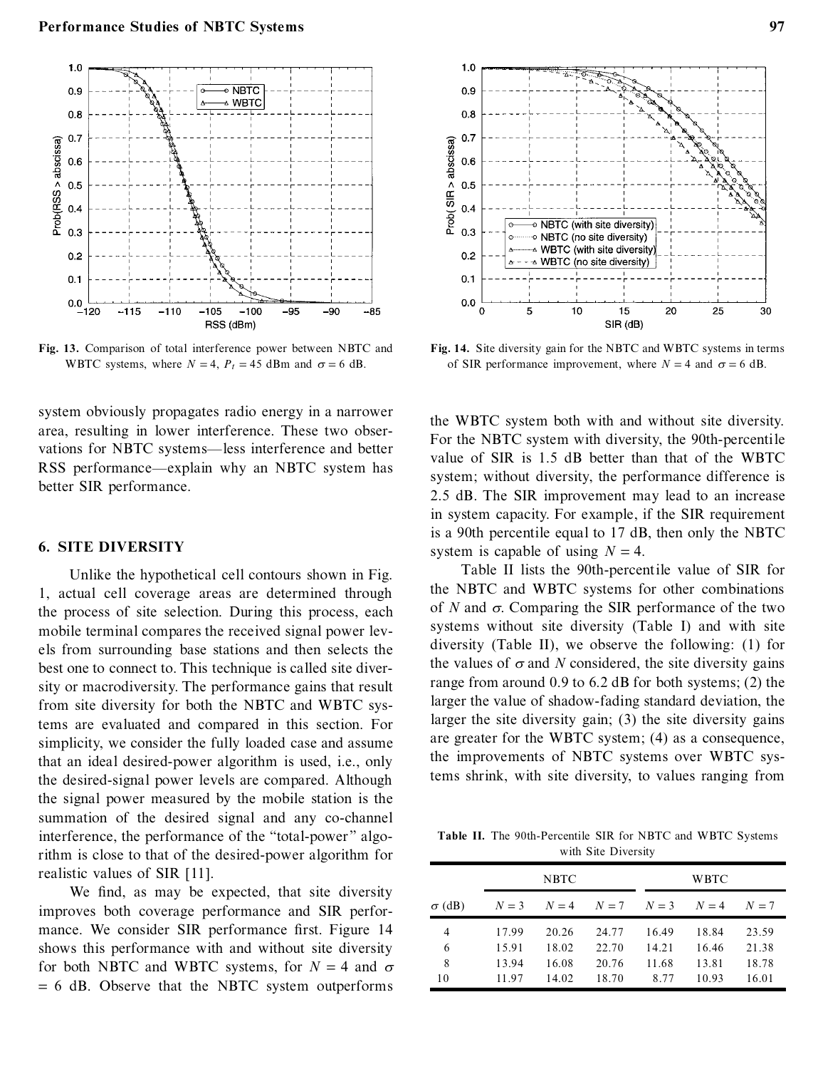Fig. 13. Comparison of total interference power between NBTC and WBTC systems, where $N = 4$, $P_t = 45$ dBm and $\sigma = 6$ dB.

Fig. 14. Site diversity gain for the NBTC and WBTC systems in terms of SIR performance improvement, where $N = 4$ and $\sigma = 6$ dB.

system obviously propagates radio energy in a narrower area, resulting in lower interference. These two observations for NBTC systems—less interference and better RSS performance—explain why an NBTC system has better SIR performance.

## 6. SITE DIVERSITY

Unlike the hypothetical cell contours shown in Fig. 1, actual cell coverage areas are determined through the process of site selection. During this process, each mobile terminal compares the received signal power levels from surrounding base stations and then selects the best one to connect to. This technique is called site diversity or macrodiversity. The performance gains that result from site diversity for both the NBTC and WBTC systems are evaluated and compared in this section. For simplicity, we consider the fully loaded case and assume that an ideal desired-power algorithm is used, i.e., only the desired-signal power levels are compared. Although the signal power measured by the mobile station is the summation of the desired signal and any co-channel interference, the performance of the "total-power" algorithm is close to that of the desired-power algorithm for realistic values of SIR [11].

We find, as may be expected, that site diversity improves both coverage performance and SIR performance. We consider SIR performance first. Figure 14 shows this performance with and without site diversity for both NBTC and WBTC systems, for $N = 4$ and $\sigma = 6$ dB. Observe that the NBTC system outperforms the WBTC system both with and without site diversity. For the NBTC system with diversity, the 90th-percentile value of SIR is 1.5 dB better than that of the WBTC system; without diversity, the performance difference is 2.5 dB. The SIR improvement may lead to an increase in system capacity. For example, if the SIR requirement is a 90th percentile equal to 17 dB, then only the NBTC system is capable of using $N = 4$.

Table II lists the 90th-percentile value of SIR for the NBTC and WBTC systems for other combinations of $N$ and $\sigma$. Comparing the SIR performance of the two systems without site diversity (Table I) and with site diversity (Table II), we observe the following: (1) for the values of $\sigma$ and $N$ considered, the site diversity gains range from around 0.9 to 6.2 dB for both systems; (2) the larger the value of shadow-fading standard deviation, the larger the site diversity gain; (3) the site diversity gains are greater for the WBTC system; (4) as a consequence, the improvements of NBTC systems over WBTC systems shrink, with site diversity, to values ranging from

**Table II.** The 90th-Percentile SIR for NBTC and WBTC Systems with Site Diversity

| | NBTC | | | WBTC | | |
|---|---|---|---|---|---|---|
| $\sigma$ (dB) | $N = 3$ | $N = 4$ | $N = 7$ | $N = 3$ | $N = 4$ | $N = 7$ |
| 4 | 17.99 | 20.26 | 24.77 | 16.49 | 18.84 | 23.59 |
| 6 | 15.91 | 18.02 | 22.70 | 14.21 | 16.46 | 21.38 |
| 8 | 13.94 | 16.08 | 20.76 | 11.68 | 13.81 | 18.78 |
| 10 | 11.97 | 14.02 | 18.70 | 8.77 | 10.93 | 16.01 |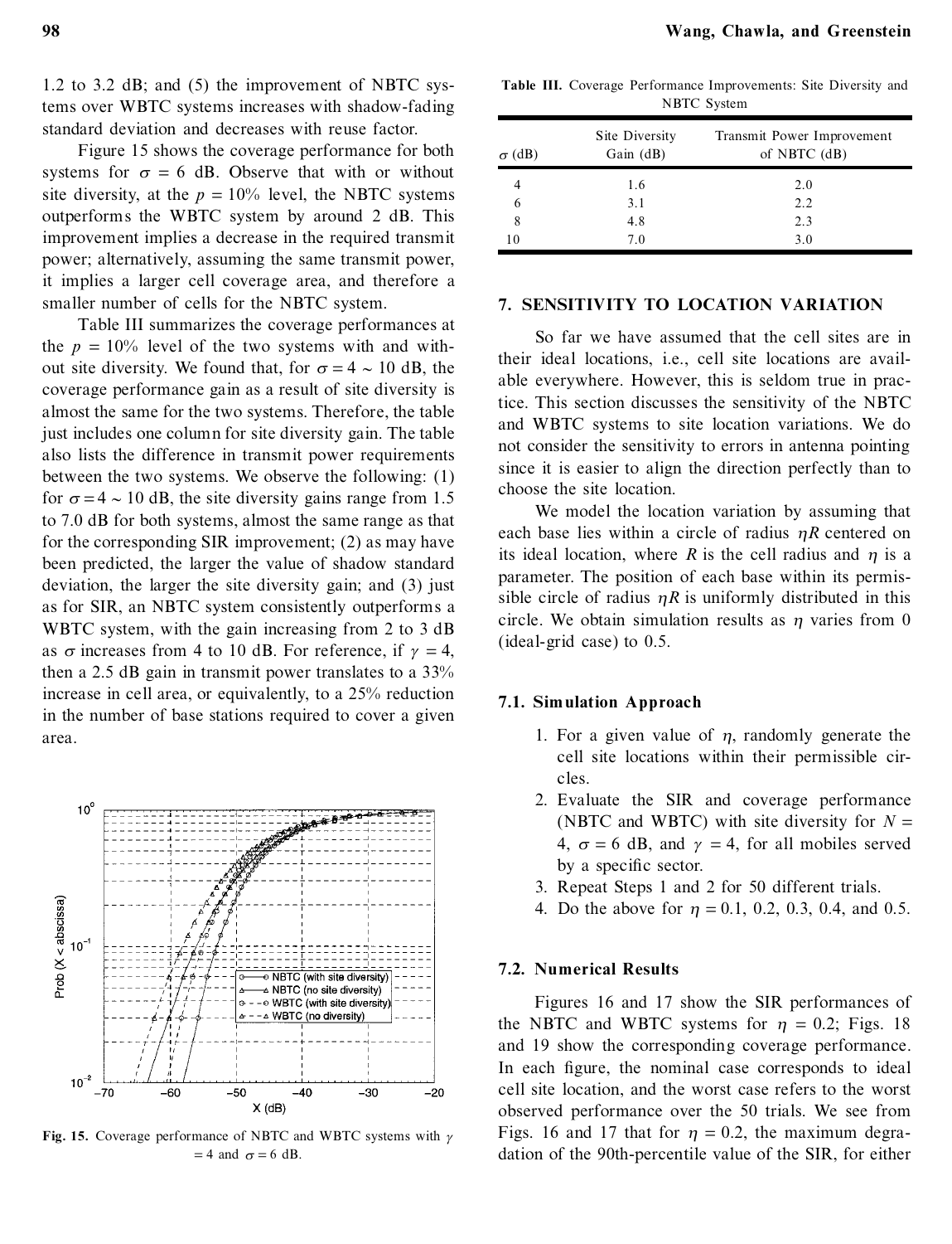1.2 to 3.2 dB; and (5) the improvement of NBTC systems over WBTC systems increases with shadow-fading standard deviation and decreases with reuse factor.

Figure 15 shows the coverage performance for both systems for $\sigma = 6$ dB. Observe that with or without site diversity, at the $p = 10\%$ level, the NBTC systems outperforms the WBTC system by around 2 dB. This improvement implies a decrease in the required transmit power; alternatively, assuming the same transmit power, it implies a larger cell coverage area, and therefore a smaller number of cells for the NBTC system.

Table III summarizes the coverage performances at the $p = 10\%$ level of the two systems with and without site diversity. We found that, for $\sigma = 4 \sim 10$ dB, the coverage performance gain as a result of site diversity is almost the same for the two systems. Therefore, the table just includes one column for site diversity gain. The table also lists the difference in transmit power requirements between the two systems. We observe the following: (1) for $\sigma = 4 \sim 10$ dB, the site diversity gains range from 1.5 to 7.0 dB for both systems, almost the same range as that for the corresponding SIR improvement; (2) as may have been predicted, the larger the value of shadow standard deviation, the larger the site diversity gain; and (3) just as for SIR, an NBTC system consistently outperforms a WBTC system, with the gain increasing from 2 to 3 dB as $\sigma$ increases from 4 to 10 dB. For reference, if $\gamma = 4$, then a 2.5 dB gain in transmit power translates to a 33% increase in cell area, or equivalently, to a 25% reduction in the number of base stations required to cover a given area.

**Fig. 15.** Coverage performance of NBTC and WBTC systems with $\gamma = 4$ and $\sigma = 6$ dB.

**Table III.** Coverage Performance Improvements: Site Diversity and NBTC System

| $\sigma$ (dB) | Site Diversity Gain (dB) | Transmit Power Improvement of NBTC (dB) |
|---|---|---|
| 4 | 1.6 | 2.0 |
| 6 | 3.1 | 2.2 |
| 8 | 4.8 | 2.3 |
| 10 | 7.0 | 3.0 |

## 7. SENSITIVITY TO LOCATION VARIATION

So far we have assumed that the cell sites are in their ideal locations, i.e., cell site locations are available everywhere. However, this is seldom true in practice. This section discusses the sensitivity of the NBTC and WBTC systems to site location variations. We do not consider the sensitivity to errors in antenna pointing since it is easier to align the direction perfectly than to choose the site location.

We model the location variation by assuming that each base lies within a circle of radius $\eta R$ centered on its ideal location, where $R$ is the cell radius and $\eta$ is a parameter. The position of each base within its permissible circle of radius $\eta R$ is uniformly distributed in this circle. We obtain simulation results as $\eta$ varies from 0 (ideal-grid case) to 0.5.

### 7.1. Simulation Approach

1. For a given value of $\eta$, randomly generate the cell site locations within their permissible circles.
2. Evaluate the SIR and coverage performance (NBTC and WBTC) with site diversity for $N = 4$, $\sigma = 6$ dB, and $\gamma = 4$, for all mobiles served by a specific sector.
3. Repeat Steps 1 and 2 for 50 different trials.
4. Do the above for $\eta = 0.1$, 0.2, 0.3, 0.4, and 0.5.

### 7.2. Numerical Results

Figures 16 and 17 show the SIR performances of the NBTC and WBTC systems for $\eta = 0.2$; Figs. 18 and 19 show the corresponding coverage performance. In each figure, the nominal case corresponds to ideal cell site location, and the worst case refers to the worst observed performance over the 50 trials. We see from Figs. 16 and 17 that for $\eta = 0.2$, the maximum degradation of the 90th-percentile value of the SIR, for either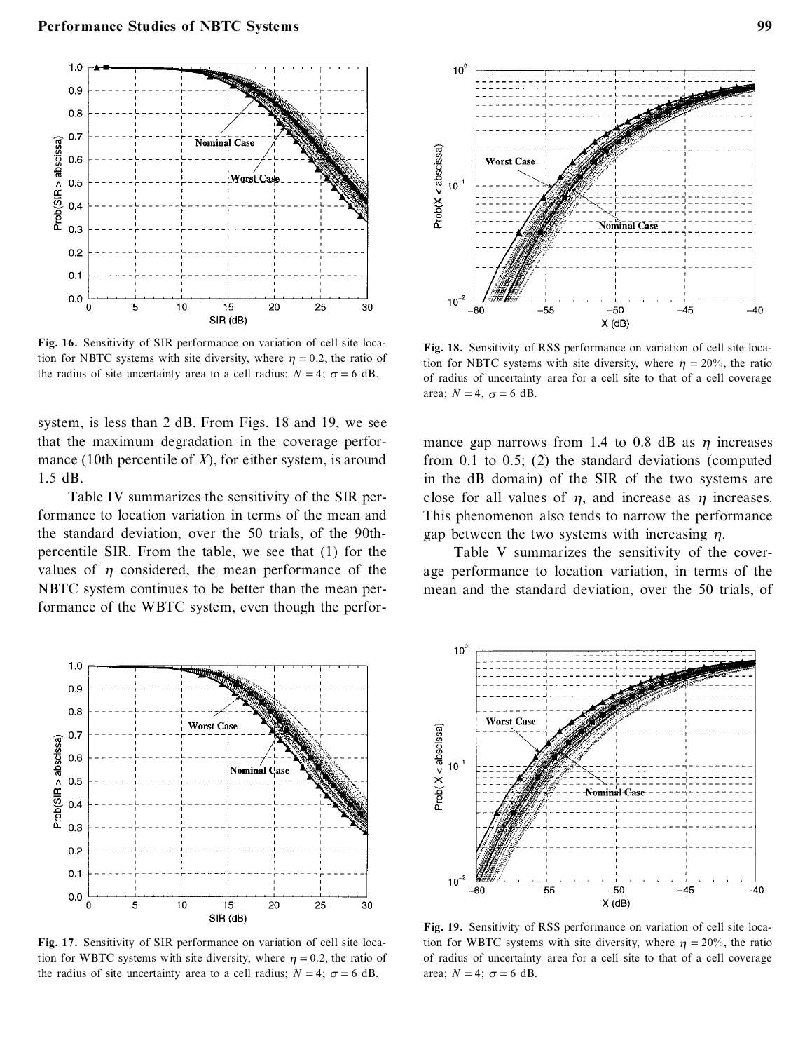Fig. 16. Sensitivity of SIR performance on variation of cell site location for NBTC systems with site diversity, where $\eta = 0.2$, the ratio of the radius of site uncertainty area to a cell radius; $N = 4$; $\sigma = 6$ dB.

Fig. 18. Sensitivity of RSS performance on variation of cell site location for NBTC systems with site diversity, where $\eta = 20\%$, the ratio of radius of uncertainty area for a cell site to that of a cell coverage area; $N = 4$, $\sigma = 6$ dB.

system, is less than 2 dB. From Figs. 18 and 19, we see that the maximum degradation in the coverage performance (10th percentile of $X$), for either system, is around 1.5 dB.

Table IV summarizes the sensitivity of the SIR performance to location variation in terms of the mean and the standard deviation, over the 50 trials, of the 90th-percentile SIR. From the table, we see that (1) for the values of $\eta$ considered, the mean performance of the NBTC system continues to be better than the mean performance of the WBTC system, even though the performance gap narrows from 1.4 to 0.8 dB as $\eta$ increases from 0.1 to 0.5; (2) the standard deviations (computed in the dB domain) of the SIR of the two systems are close for all values of $\eta$, and increase as $\eta$ increases. This phenomenon also tends to narrow the performance gap between the two systems with increasing $\eta$.

Table V summarizes the sensitivity of the coverage performance to location variation, in terms of the mean and the standard deviation, over the 50 trials, of

Fig. 17. Sensitivity of SIR performance on variation of cell site location for WBTC systems with site diversity, where $\eta = 0.2$, the ratio of the radius of site uncertainty area to a cell radius; $N = 4$; $\sigma = 6$ dB.

Fig. 19. Sensitivity of RSS performance on variation of cell site location for WBTC systems with site diversity, where $\eta = 20\%$, the ratio of radius of uncertainty area for a cell site to that of a cell coverage area; $N = 4$; $\sigma = 6$ dB.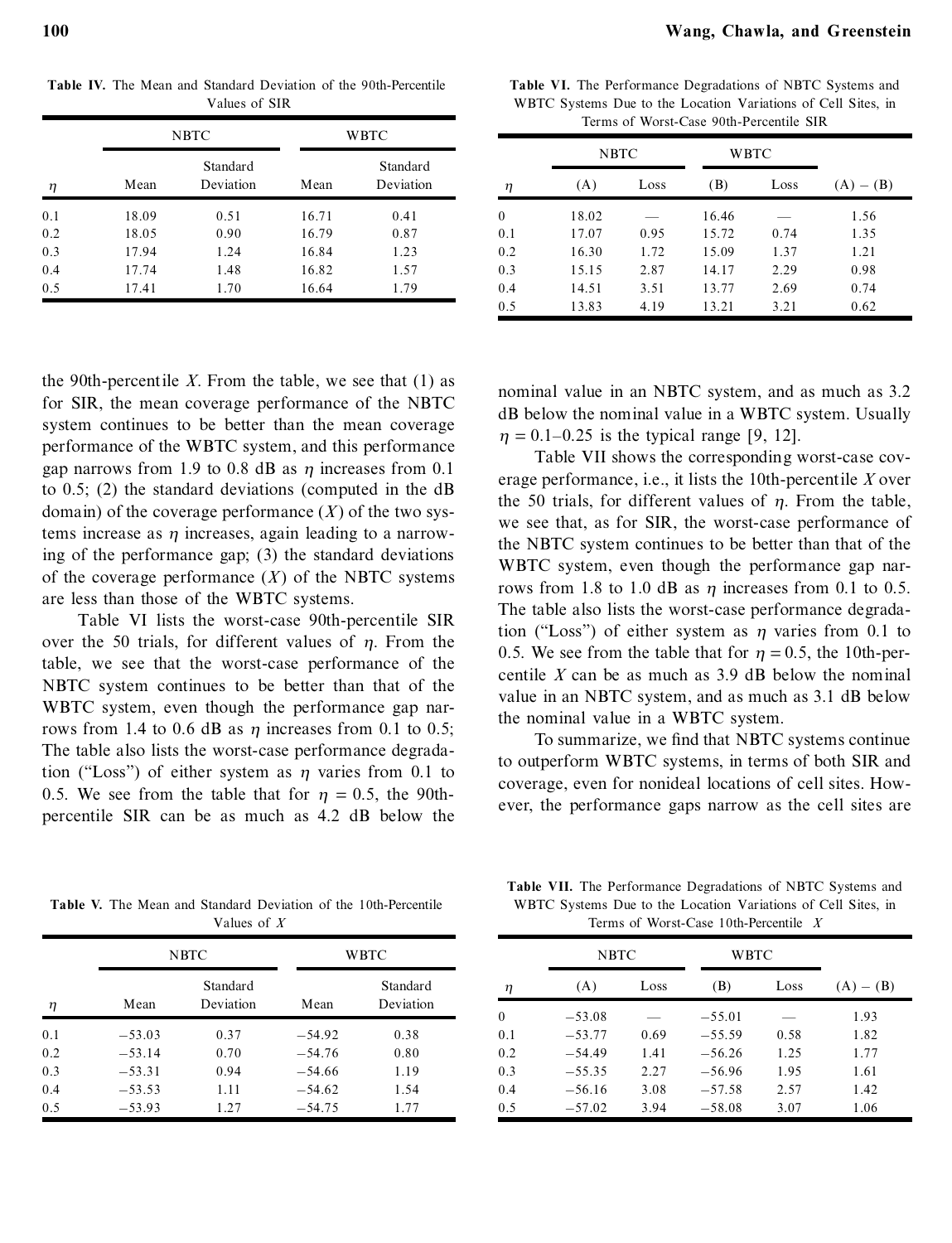**Table IV.** The Mean and Standard Deviation of the 90th-Percentile Values of SIR

| | NBTC | | WBTC | |
|---|---|---|---|---|
| $\eta$ | Mean | Standard Deviation | Mean | Standard Deviation |
| 0.1 | 18.09 | 0.51 | 16.71 | 0.41 |
| 0.2 | 18.05 | 0.90 | 16.79 | 0.87 |
| 0.3 | 17.94 | 1.24 | 16.84 | 1.23 |
| 0.4 | 17.74 | 1.48 | 16.82 | 1.57 |
| 0.5 | 17.41 | 1.70 | 16.64 | 1.79 |

the 90th-percentile $X$. From the table, we see that (1) as for SIR, the mean coverage performance of the NBTC system continues to be better than the mean coverage performance of the WBTC system, and this performance gap narrows from 1.9 to 0.8 dB as $\eta$ increases from 0.1 to 0.5; (2) the standard deviations (computed in the dB domain) of the coverage performance ($X$) of the two systems increase as $\eta$ increases, again leading to a narrowing of the performance gap; (3) the standard deviations of the coverage performance ($X$) of the NBTC systems are less than those of the WBTC systems.

Table VI lists the worst-case 90th-percentile SIR over the 50 trials, for different values of $\eta$. From the table, we see that the worst-case performance of the NBTC system continues to be better than that of the WBTC system, even though the performance gap narrows from 1.4 to 0.6 dB as $\eta$ increases from 0.1 to 0.5; The table also lists the worst-case performance degradation ("Loss") of either system as $\eta$ varies from 0.1 to 0.5. We see from the table that for $\eta = 0.5$, the 90th-percentile SIR can be as much as 4.2 dB below the nominal value in an NBTC system, and as much as 3.2 dB below the nominal value in a WBTC system. Usually $\eta = 0.1$–$0.25$ is the typical range [9, 12].

**Table VI.** The Performance Degradations of NBTC Systems and WBTC Systems Due to the Location Variations of Cell Sites, in Terms of Worst-Case 90th-Percentile SIR

| | NBTC | | WBTC | | |
|---|---|---|---|---|---|
| $\eta$ | (A) | Loss | (B) | Loss | (A) − (B) |
| 0 | 18.02 | — | 16.46 | — | 1.56 |
| 0.1 | 17.07 | 0.95 | 15.72 | 0.74 | 1.35 |
| 0.2 | 16.30 | 1.72 | 15.09 | 1.37 | 1.21 |
| 0.3 | 15.15 | 2.87 | 14.17 | 2.29 | 0.98 |
| 0.4 | 14.51 | 3.51 | 13.77 | 2.69 | 0.74 |
| 0.5 | 13.83 | 4.19 | 13.21 | 3.21 | 0.62 |

Table VII shows the corresponding worst-case coverage performance, i.e., it lists the 10th-percentile $X$ over the 50 trials, for different values of $\eta$. From the table, we see that, as for SIR, the worst-case performance of the NBTC system continues to be better than that of the WBTC system, even though the performance gap narrows from 1.8 to 1.0 dB as $\eta$ increases from 0.1 to 0.5. The table also lists the worst-case performance degradation ("Loss") of either system as $\eta$ varies from 0.1 to 0.5. We see from the table that for $\eta = 0.5$, the 10th-percentile $X$ can be as much as 3.9 dB below the nominal value in an NBTC system, and as much as 3.1 dB below the nominal value in a WBTC system.

To summarize, we find that NBTC systems continue to outperform WBTC systems, in terms of both SIR and coverage, even for nonideal locations of cell sites. However, the performance gaps narrow as the cell sites are

**Table V.** The Mean and Standard Deviation of the 10th-Percentile Values of $X$

| | NBTC | | WBTC | |
|---|---|---|---|---|
| $\eta$ | Mean | Standard Deviation | Mean | Standard Deviation |
| 0.1 | −53.03 | 0.37 | −54.92 | 0.38 |
| 0.2 | −53.14 | 0.70 | −54.76 | 0.80 |
| 0.3 | −53.31 | 0.94 | −54.66 | 1.19 |
| 0.4 | −53.53 | 1.11 | −54.62 | 1.54 |
| 0.5 | −53.93 | 1.27 | −54.75 | 1.77 |

**Table VII.** The Performance Degradations of NBTC Systems and WBTC Systems Due to the Location Variations of Cell Sites, in Terms of Worst-Case 10th-Percentile $X$

| | NBTC | | WBTC | | |
|---|---|---|---|---|---|
| $\eta$ | (A) | Loss | (B) | Loss | (A) − (B) |
| 0 | −53.08 | — | −55.01 | — | 1.93 |
| 0.1 | −53.77 | 0.69 | −55.59 | 0.58 | 1.82 |
| 0.2 | −54.49 | 1.41 | −56.26 | 1.25 | 1.77 |
| 0.3 | −55.35 | 2.27 | −56.96 | 1.95 | 1.61 |
| 0.4 | −56.16 | 3.08 | −57.58 | 2.57 | 1.42 |
| 0.5 | −57.02 | 3.94 | −58.08 | 3.07 | 1.06 |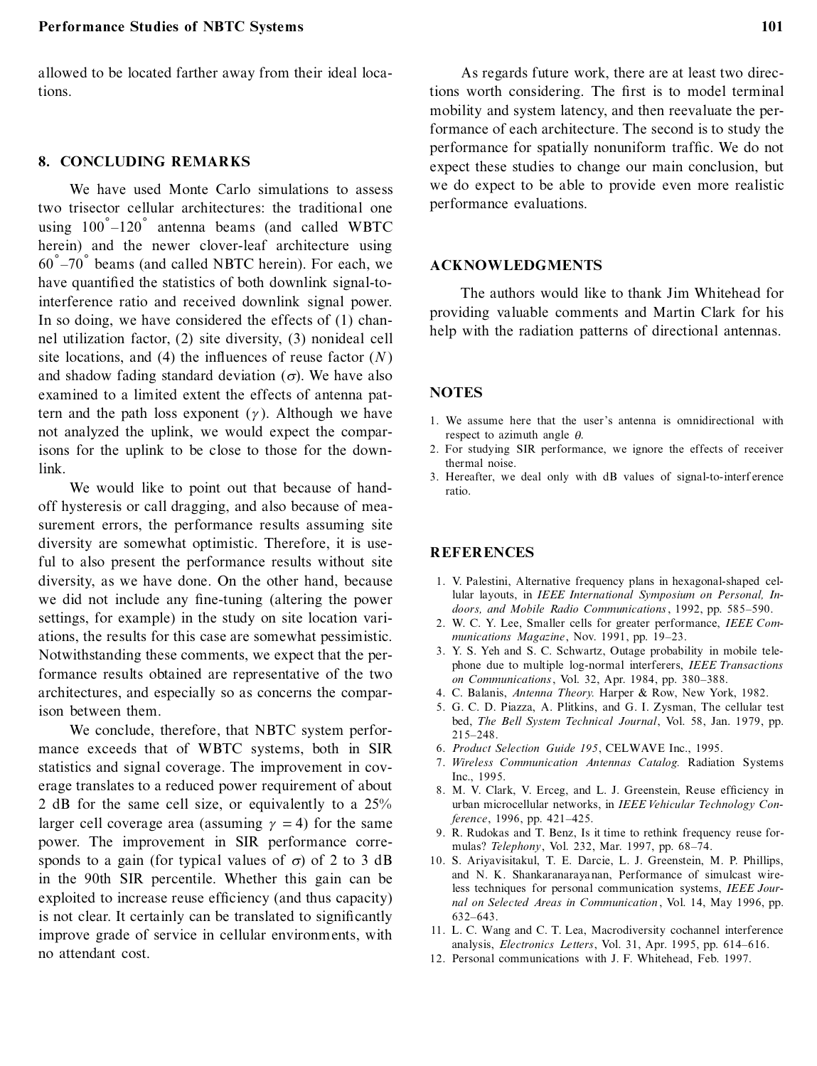allowed to be located farther away from their ideal locations.

## 8. CONCLUDING REMARKS

We have used Monte Carlo simulations to assess two trisector cellular architectures: the traditional one using $100^{\circ}$–$120^{\circ}$ antenna beams (and called WBTC herein) and the newer clover-leaf architecture using $60^{\circ}$–$70^{\circ}$ beams (and called NBTC herein). For each, we have quantified the statistics of both downlink signal-to-interference ratio and received downlink signal power. In so doing, we have considered the effects of (1) channel utilization factor, (2) site diversity, (3) nonideal cell site locations, and (4) the influences of reuse factor ($N$) and shadow fading standard deviation ($\sigma$). We have also examined to a limited extent the effects of antenna pattern and the path loss exponent ($\gamma$). Although we have not analyzed the uplink, we would expect the comparisons for the uplink to be close to those for the downlink.

We would like to point out that because of handoff hysteresis or call dragging, and also because of measurement errors, the performance results assuming site diversity are somewhat optimistic. Therefore, it is useful to also present the performance results without site diversity, as we have done. On the other hand, because we did not include any fine-tuning (altering the power settings, for example) in the study on site location variations, the results for this case are somewhat pessimistic. Notwithstanding these comments, we expect that the performance results obtained are representative of the two architectures, and especially so as concerns the comparison between them.

We conclude, therefore, that NBTC system performance exceeds that of WBTC systems, both in SIR statistics and signal coverage. The improvement in coverage translates to a reduced power requirement of about 2 dB for the same cell size, or equivalently to a 25% larger cell coverage area (assuming $\gamma = 4$) for the same power. The improvement in SIR performance corresponds to a gain (for typical values of $\sigma$) of 2 to 3 dB in the 90th SIR percentile. Whether this gain can be exploited to increase reuse efficiency (and thus capacity) is not clear. It certainly can be translated to significantly improve grade of service in cellular environments, with no attendant cost.

As regards future work, there are at least two directions worth considering. The first is to model terminal mobility and system latency, and then reevaluate the performance of each architecture. The second is to study the performance for spatially nonuniform traffic. We do not expect these studies to change our main conclusion, but we do expect to be able to provide even more realistic performance evaluations.

## ACKNOWLEDGMENTS

The authors would like to thank Jim Whitehead for providing valuable comments and Martin Clark for his help with the radiation patterns of directional antennas.

## NOTES

1. We assume here that the user's antenna is omnidirectional with respect to azimuth angle $\theta$.
2. For studying SIR performance, we ignore the effects of receiver thermal noise.
3. Hereafter, we deal only with dB values of signal-to-interference ratio.

## REFERENCES

1. V. Palestini, Alternative frequency plans in hexagonal-shaped cellular layouts, in *IEEE International Symposium on Personal, Indoors, and Mobile Radio Communications*, 1992, pp. 585–590.
2. W. C. Y. Lee, Smaller cells for greater performance, *IEEE Communications Magazine*, Nov. 1991, pp. 19–23.
3. Y. S. Yeh and S. C. Schwartz, Outage probability in mobile telephone due to multiple log-normal interferers, *IEEE Transactions on Communications*, Vol. 32, Apr. 1984, pp. 380–388.
4. C. Balanis, *Antenna Theory.* Harper & Row, New York, 1982.
5. G. C. D. Piazza, A. Plitkins, and G. I. Zysman, The cellular test bed, *The Bell System Technical Journal*, Vol. 58, Jan. 1979, pp. 215–248.
6. *Product Selection Guide 195*, CELWAVE Inc., 1995.
7. *Wireless Communication Antennas Catalog.* Radiation Systems Inc., 1995.
8. M. V. Clark, V. Erceg, and L. J. Greenstein, Reuse efficiency in urban microcellular networks, in *IEEE Vehicular Technology Conference*, 1996, pp. 421–425.
9. R. Rudokas and T. Benz, Is it time to rethink frequency reuse formulas? *Telephony*, Vol. 232, Mar. 1997, pp. 68–74.
10. S. Ariyavisitakul, T. E. Darcie, L. J. Greenstein, M. P. Phillips, and N. K. Shankaranarayanan, Performance of simulcast wireless techniques for personal communication systems, *IEEE Journal on Selected Areas in Communication*, Vol. 14, May 1996, pp. 632–643.
11. L. C. Wang and C. T. Lea, Macrodiversity cochannel interference analysis, *Electronics Letters*, Vol. 31, Apr. 1995, pp. 614–616.
12. Personal communications with J. F. Whitehead, Feb. 1997.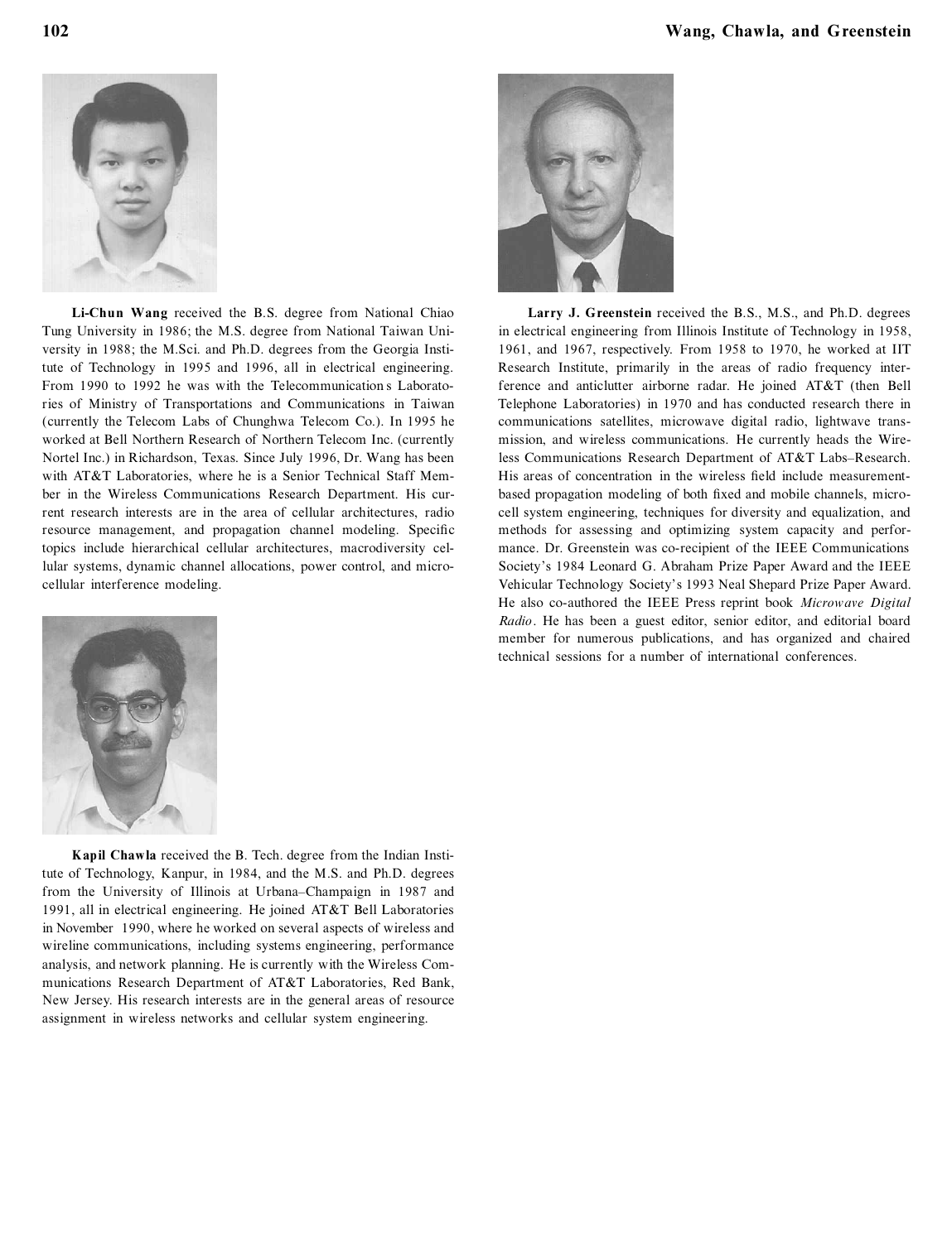**Li-Chun Wang** received the B.S. degree from National Chiao Tung University in 1986; the M.S. degree from National Taiwan University in 1988; the M.Sci. and Ph.D. degrees from the Georgia Institute of Technology in 1995 and 1996, all in electrical engineering. From 1990 to 1992 he was with the Telecommunications Laboratories of Ministry of Transportations and Communications in Taiwan (currently the Telecom Labs of Chunghwa Telecom Co.). In 1995 he worked at Bell Northern Research of Northern Telecom Inc. (currently Nortel Inc.) in Richardson, Texas. Since July 1996, Dr. Wang has been with AT&T Laboratories, where he is a Senior Technical Staff Member in the Wireless Communications Research Department. His current research interests are in the area of cellular architectures, radio resource management, and propagation channel modeling. Specific topics include hierarchical cellular architectures, macrodiversity cellular systems, dynamic channel allocations, power control, and microcellular interference modeling.

**Kapil Chawla** received the B. Tech. degree from the Indian Institute of Technology, Kanpur, in 1984, and the M.S. and Ph.D. degrees from the University of Illinois at Urbana–Champaign in 1987 and 1991, all in electrical engineering. He joined AT&T Bell Laboratories in November 1990, where he worked on several aspects of wireless and wireline communications, including systems engineering, performance analysis, and network planning. He is currently with the Wireless Communications Research Department of AT&T Laboratories, Red Bank, New Jersey. His research interests are in the general areas of resource assignment in wireless networks and cellular system engineering.

**Larry J. Greenstein** received the B.S., M.S., and Ph.D. degrees in electrical engineering from Illinois Institute of Technology in 1958, 1961, and 1967, respectively. From 1958 to 1970, he worked at IIT Research Institute, primarily in the areas of radio frequency interference and anticlutter airborne radar. He joined AT&T (then Bell Telephone Laboratories) in 1970 and has conducted research there in communications satellites, microwave digital radio, lightwave transmission, and wireless communications. He currently heads the Wireless Communications Research Department of AT&T Labs–Research. His areas of concentration in the wireless field include measurement-based propagation modeling of both fixed and mobile channels, microcell system engineering, techniques for diversity and equalization, and methods for assessing and optimizing system capacity and performance. Dr. Greenstein was co-recipient of the IEEE Communications Society's 1984 Leonard G. Abraham Prize Paper Award and the IEEE Vehicular Technology Society's 1993 Neal Shepard Prize Paper Award. He also co-authored the IEEE Press reprint book *Microwave Digital Radio*. He has been a guest editor, senior editor, and editorial board member for numerous publications, and has organized and chaired technical sessions for a number of international conferences.